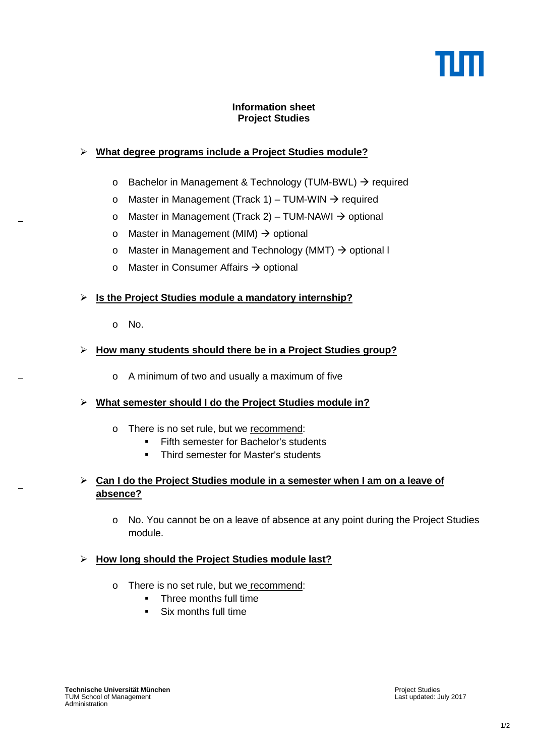**Information sheet**
**Project Studies**

- **What degree programs include a Project Studies module?**
  - Bachelor in Management & Technology (TUM-BWL) → required
  - Master in Management (Track 1) – TUM-WIN → required
  - Master in Management (Track 2) – TUM-NAWI → optional
  - Master in Management (MIM) → optional
  - Master in Management and Technology (MMT) → optional l
  - Master in Consumer Affairs → optional

- **Is the Project Studies module a mandatory internship?**
  - No.

- **How many students should there be in a Project Studies group?**
  - A minimum of two and usually a maximum of five

- **What semester should I do the Project Studies module in?**
  - There is no set rule, but we recommend:
    - Fifth semester for Bachelor's students
    - Third semester for Master's students

- **Can I do the Project Studies module in a semester when I am on a leave of absence?**
  - No. You cannot be on a leave of absence at any point during the Project Studies module.

- **How long should the Project Studies module last?**
  - There is no set rule, but we recommend:
    - Three months full time
    - Six months full time

**Technische Universität München**
TUM School of Management
Administration

Project Studies
Last updated: July 2017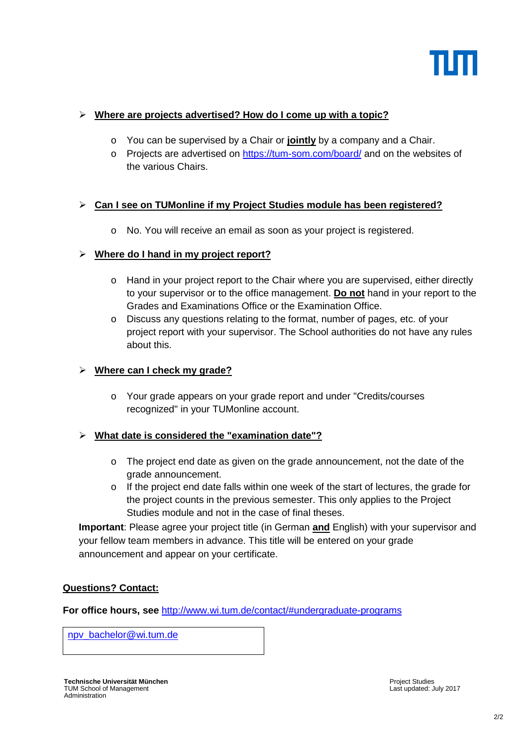- **Where are projects advertised? How do I come up with a topic?**

  - You can be supervised by a Chair or **jointly** by a company and a Chair.
  - Projects are advertised on https://tum-som.com/board/ and on the websites of the various Chairs.

- **Can I see on TUMonline if my Project Studies module has been registered?**

  - No. You will receive an email as soon as your project is registered.

- **Where do I hand in my project report?**

  - Hand in your project report to the Chair where you are supervised, either directly to your supervisor or to the office management. **Do not** hand in your report to the Grades and Examinations Office or the Examination Office.
  - Discuss any questions relating to the format, number of pages, etc. of your project report with your supervisor. The School authorities do not have any rules about this.

- **Where can I check my grade?**

  - Your grade appears on your grade report and under "Credits/courses recognized" in your TUMonline account.

- **What date is considered the "examination date"?**

  - The project end date as given on the grade announcement, not the date of the grade announcement.
  - If the project end date falls within one week of the start of lectures, the grade for the project counts in the previous semester. This only applies to the Project Studies module and not in the case of final theses.

**Important**: Please agree your project title (in German **and** English) with your supervisor and your fellow team members in advance. This title will be entered on your grade announcement and appear on your certificate.

**Questions? Contact:**

**For office hours, see** http://www.wi.tum.de/contact/#undergraduate-programs

npv_bachelor@wi.tum.de

**Technische Universität München**
TUM School of Management
Administration

Project Studies
Last updated: July 2017